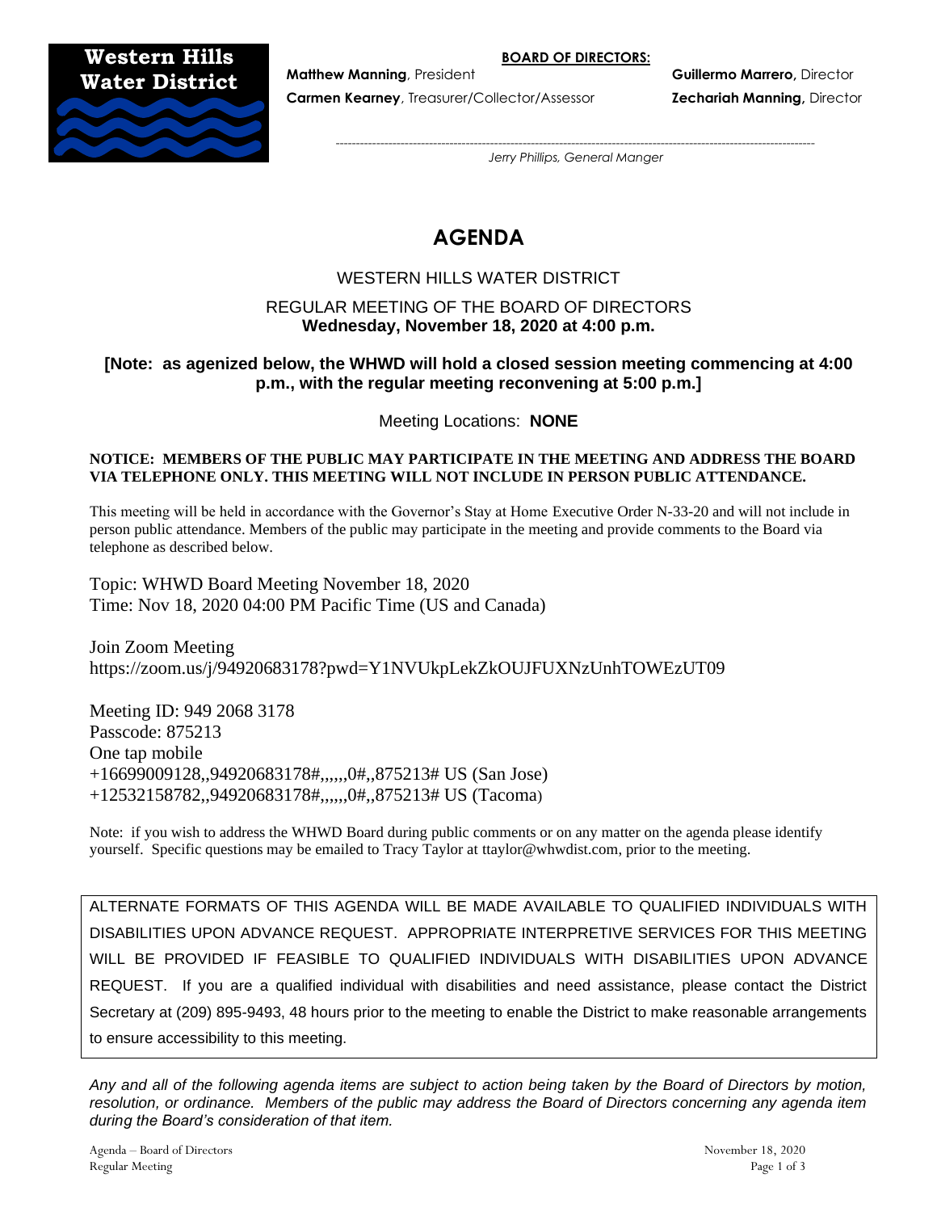**Western Hills Water District**

**BOARD OF DIRECTORS:**

**Matthew Manning**, President
**Carmen Kearney**, Treasurer/Collector/Assessor
**Guillermo Marrero,** Director
**Zechariah Manning,** Director

---

*Jerry Phillips, General Manger*

# AGENDA

WESTERN HILLS WATER DISTRICT

REGULAR MEETING OF THE BOARD OF DIRECTORS
**Wednesday, November 18, 2020 at 4:00 p.m.**

**[Note: as agenized below, the WHWD will hold a closed session meeting commencing at 4:00 p.m., with the regular meeting reconvening at 5:00 p.m.]**

Meeting Locations: **NONE**

**NOTICE: MEMBERS OF THE PUBLIC MAY PARTICIPATE IN THE MEETING AND ADDRESS THE BOARD VIA TELEPHONE ONLY. THIS MEETING WILL NOT INCLUDE IN PERSON PUBLIC ATTENDANCE.**

This meeting will be held in accordance with the Governor's Stay at Home Executive Order N-33-20 and will not include in person public attendance. Members of the public may participate in the meeting and provide comments to the Board via telephone as described below.

Topic: WHWD Board Meeting November 18, 2020
Time: Nov 18, 2020 04:00 PM Pacific Time (US and Canada)

Join Zoom Meeting
https://zoom.us/j/94920683178?pwd=Y1NVUkpLekZkOUJFUXNzUnhTOWEzUT09

Meeting ID: 949 2068 3178
Passcode: 875213
One tap mobile
+16699009128,,94920683178#,,,,,,0#,,875213# US (San Jose)
+12532158782,,94920683178#,,,,,,0#,,875213# US (Tacoma)

Note: if you wish to address the WHWD Board during public comments or on any matter on the agenda please identify yourself. Specific questions may be emailed to Tracy Taylor at ttaylor@whwdist.com, prior to the meeting.

ALTERNATE FORMATS OF THIS AGENDA WILL BE MADE AVAILABLE TO QUALIFIED INDIVIDUALS WITH DISABILITIES UPON ADVANCE REQUEST. APPROPRIATE INTERPRETIVE SERVICES FOR THIS MEETING WILL BE PROVIDED IF FEASIBLE TO QUALIFIED INDIVIDUALS WITH DISABILITIES UPON ADVANCE REQUEST. If you are a qualified individual with disabilities and need assistance, please contact the District Secretary at (209) 895-9493, 48 hours prior to the meeting to enable the District to make reasonable arrangements to ensure accessibility to this meeting.

*Any and all of the following agenda items are subject to action being taken by the Board of Directors by motion, resolution, or ordinance. Members of the public may address the Board of Directors concerning any agenda item during the Board's consideration of that item.*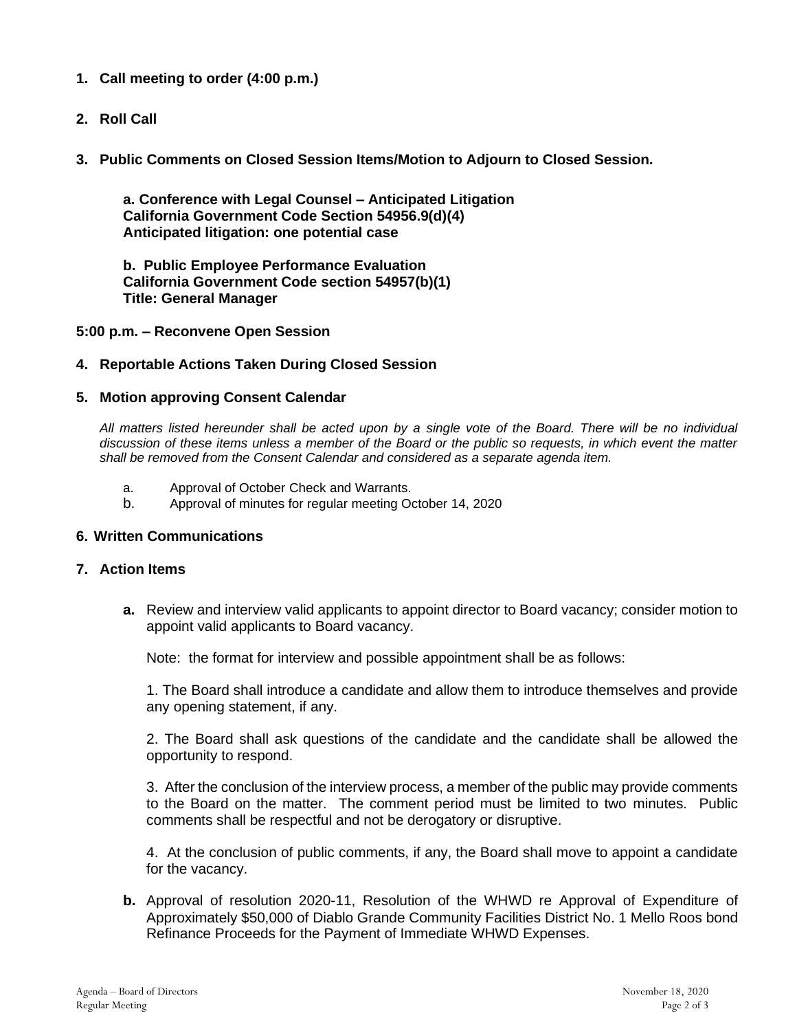**1. Call meeting to order (4:00 p.m.)**

**2. Roll Call**

**3. Public Comments on Closed Session Items/Motion to Adjourn to Closed Session.**

**a. Conference with Legal Counsel – Anticipated Litigation**
**California Government Code Section 54956.9(d)(4)**
**Anticipated litigation: one potential case**

**b. Public Employee Performance Evaluation**
**California Government Code section 54957(b)(1)**
**Title: General Manager**

**5:00 p.m. – Reconvene Open Session**

**4. Reportable Actions Taken During Closed Session**

**5. Motion approving Consent Calendar**

*All matters listed hereunder shall be acted upon by a single vote of the Board. There will be no individual discussion of these items unless a member of the Board or the public so requests, in which event the matter shall be removed from the Consent Calendar and considered as a separate agenda item.*

a. Approval of October Check and Warrants.
b. Approval of minutes for regular meeting October 14, 2020

**6. Written Communications**

**7. Action Items**

**a.** Review and interview valid applicants to appoint director to Board vacancy; consider motion to appoint valid applicants to Board vacancy.

Note: the format for interview and possible appointment shall be as follows:

1. The Board shall introduce a candidate and allow them to introduce themselves and provide any opening statement, if any.

2. The Board shall ask questions of the candidate and the candidate shall be allowed the opportunity to respond.

3. After the conclusion of the interview process, a member of the public may provide comments to the Board on the matter. The comment period must be limited to two minutes. Public comments shall be respectful and not be derogatory or disruptive.

4. At the conclusion of public comments, if any, the Board shall move to appoint a candidate for the vacancy.

**b.** Approval of resolution 2020-11, Resolution of the WHWD re Approval of Expenditure of Approximately $50,000 of Diablo Grande Community Facilities District No. 1 Mello Roos bond Refinance Proceeds for the Payment of Immediate WHWD Expenses.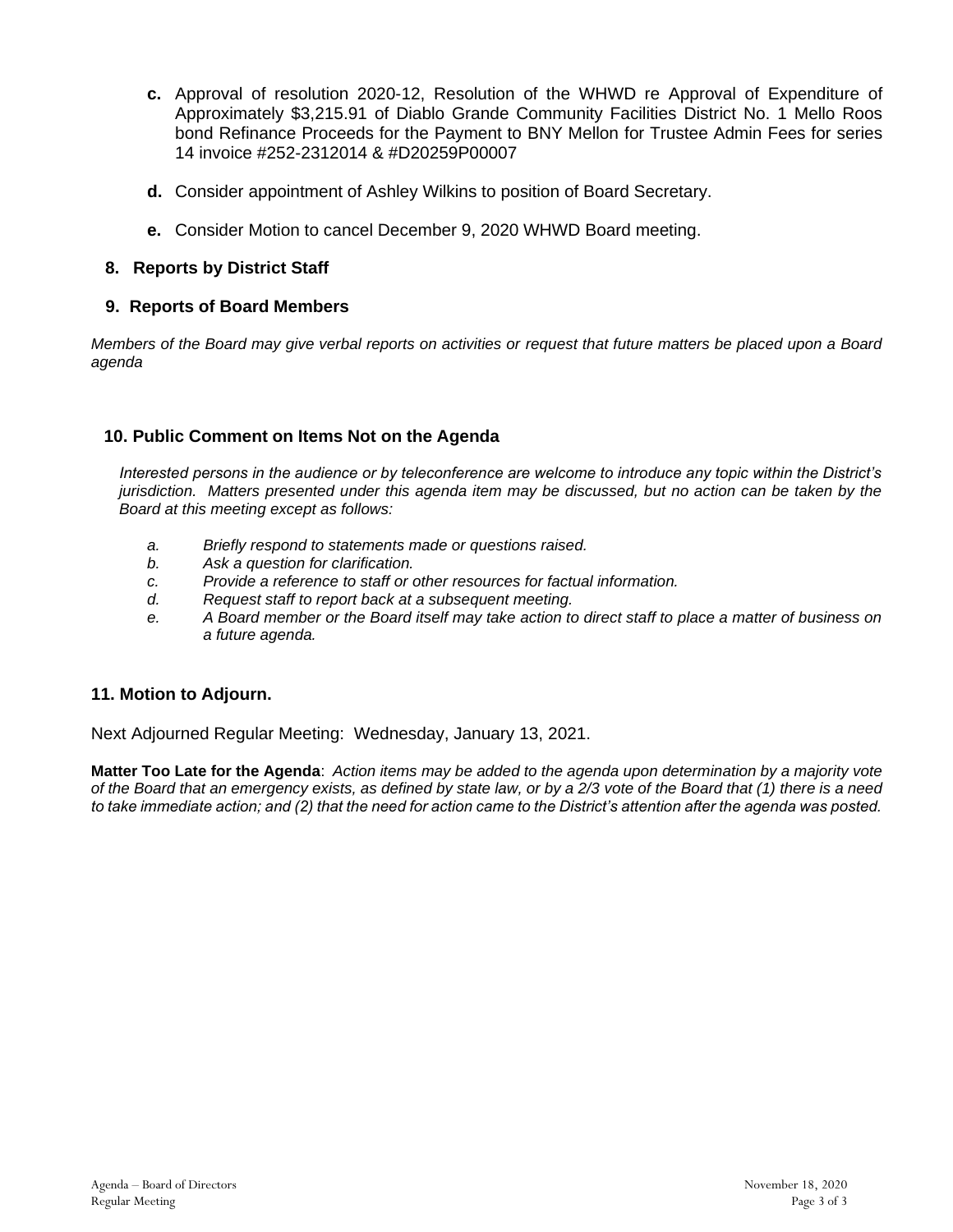c. Approval of resolution 2020-12, Resolution of the WHWD re Approval of Expenditure of Approximately $3,215.91 of Diablo Grande Community Facilities District No. 1 Mello Roos bond Refinance Proceeds for the Payment to BNY Mellon for Trustee Admin Fees for series 14 invoice #252-2312014 & #D20259P00007

d. Consider appointment of Ashley Wilkins to position of Board Secretary.

e. Consider Motion to cancel December 9, 2020 WHWD Board meeting.

## 8. Reports by District Staff

## 9. Reports of Board Members

*Members of the Board may give verbal reports on activities or request that future matters be placed upon a Board agenda*

## 10. Public Comment on Items Not on the Agenda

*Interested persons in the audience or by teleconference are welcome to introduce any topic within the District's jurisdiction. Matters presented under this agenda item may be discussed, but no action can be taken by the Board at this meeting except as follows:*

*a. Briefly respond to statements made or questions raised.*
*b. Ask a question for clarification.*
*c. Provide a reference to staff or other resources for factual information.*
*d. Request staff to report back at a subsequent meeting.*
*e. A Board member or the Board itself may take action to direct staff to place a matter of business on a future agenda.*

## 11. Motion to Adjourn.

Next Adjourned Regular Meeting: Wednesday, January 13, 2021.

**Matter Too Late for the Agenda**: *Action items may be added to the agenda upon determination by a majority vote of the Board that an emergency exists, as defined by state law, or by a 2/3 vote of the Board that (1) there is a need to take immediate action; and (2) that the need for action came to the District's attention after the agenda was posted.*